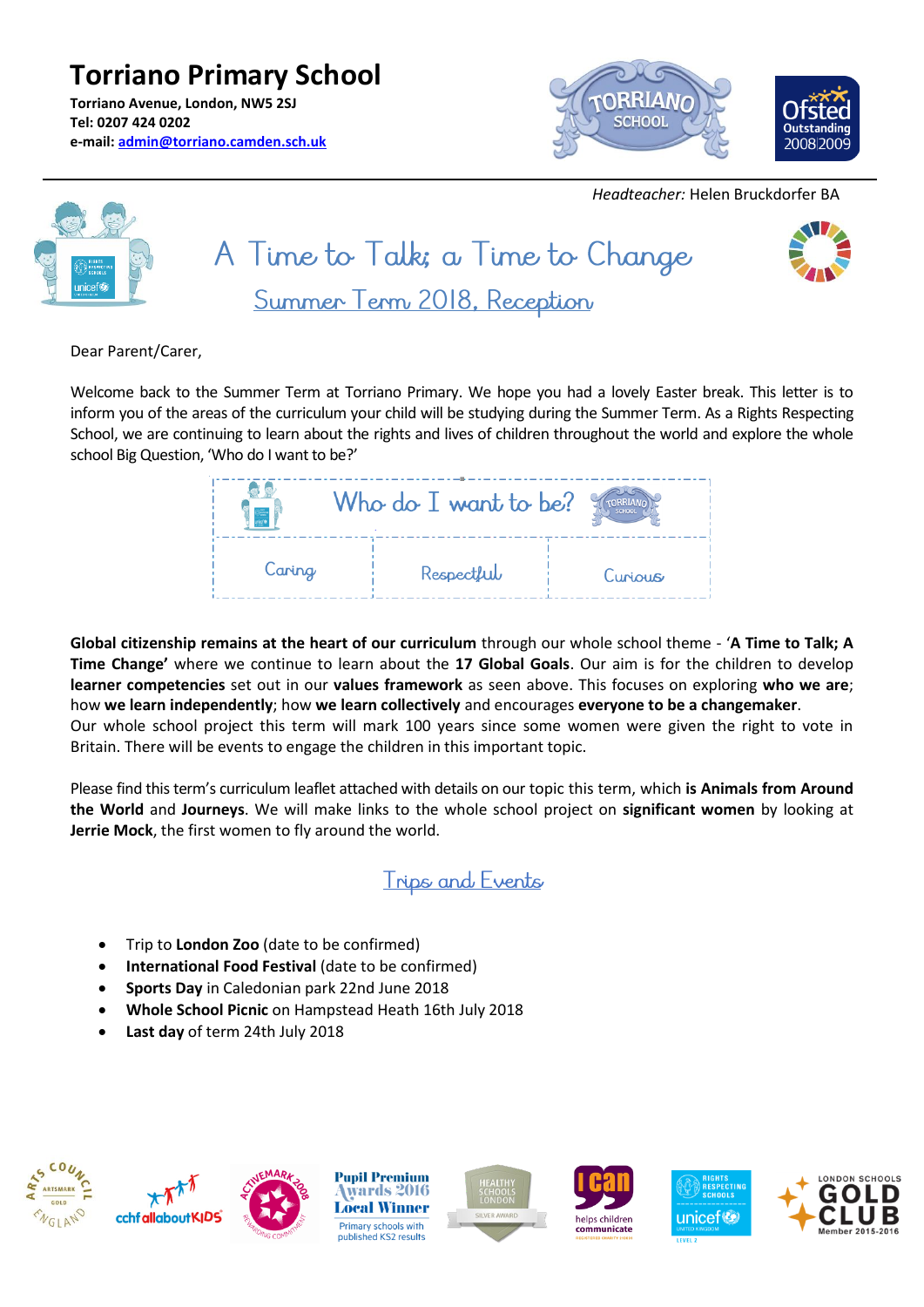# Torriano Primary School

**Torriano Avenue, London, NW5 2SJ**
**Tel: 0207 424 0202**
**e-mail: admin@torriano.camden.sch.uk**

*Headteacher:* Helen Bruckdorfer BA

## A Time to Talk; a Time to Change

### Summer Term 2018, Reception

Dear Parent/Carer,

Welcome back to the Summer Term at Torriano Primary. We hope you had a lovely Easter break. This letter is to inform you of the areas of the curriculum your child will be studying during the Summer Term. As a Rights Respecting School, we are continuing to learn about the rights and lives of children throughout the world and explore the whole school Big Question, 'Who do I want to be?'

| Who do I want to be? | | |
|---|---|---|
| Caring | Respectful | Curious |

**Global citizenship remains at the heart of our curriculum** through our whole school theme - '**A Time to Talk; A Time Change'** where we continue to learn about the **17 Global Goals**. Our aim is for the children to develop **learner competencies** set out in our **values framework** as seen above. This focuses on exploring **who we are**; how **we learn independently**; how **we learn collectively** and encourages **everyone to be a changemaker**.
Our whole school project this term will mark 100 years since some women were given the right to vote in Britain. There will be events to engage the children in this important topic.

Please find this term's curriculum leaflet attached with details on our topic this term, which **is Animals from Around the World** and **Journeys**. We will make links to the whole school project on **significant women** by looking at **Jerrie Mock**, the first women to fly around the world.

### Trips and Events

- Trip to **London Zoo** (date to be confirmed)
- **International Food Festival** (date to be confirmed)
- **Sports Day** in Caledonian park 22nd June 2018
- **Whole School Picnic** on Hampstead Heath 16th July 2018
- **Last day** of term 24th July 2018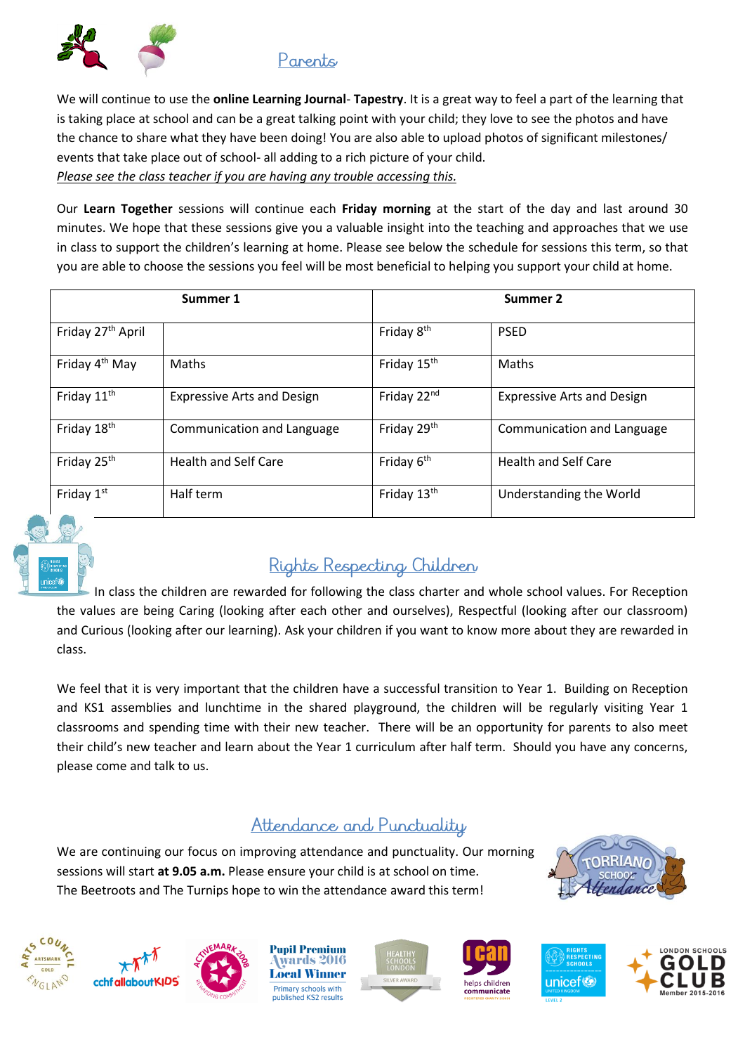## Parents

We will continue to use the **online Learning Journal**- **Tapestry**. It is a great way to feel a part of the learning that is taking place at school and can be a great talking point with your child; they love to see the photos and have the chance to share what they have been doing! You are also able to upload photos of significant milestones/ events that take place out of school- all adding to a rich picture of your child.

*Please see the class teacher if you are having any trouble accessing this.*

Our **Learn Together** sessions will continue each **Friday morning** at the start of the day and last around 30 minutes. We hope that these sessions give you a valuable insight into the teaching and approaches that we use in class to support the children's learning at home. Please see below the schedule for sessions this term, so that you are able to choose the sessions you feel will be most beneficial to helping you support your child at home.

| Summer 1 | | Summer 2 | |
|---|---|---|---|
| Friday 27th April | | Friday 8th | PSED |
| Friday 4th May | Maths | Friday 15th | Maths |
| Friday 11th | Expressive Arts and Design | Friday 22nd | Expressive Arts and Design |
| Friday 18th | Communication and Language | Friday 29th | Communication and Language |
| Friday 25th | Health and Self Care | Friday 6th | Health and Self Care |
| Friday 1st | Half term | Friday 13th | Understanding the World |

## Rights Respecting Children

In class the children are rewarded for following the class charter and whole school values. For Reception the values are being Caring (looking after each other and ourselves), Respectful (looking after our classroom) and Curious (looking after our learning). Ask your children if you want to know more about they are rewarded in class.

We feel that it is very important that the children have a successful transition to Year 1. Building on Reception and KS1 assemblies and lunchtime in the shared playground, the children will be regularly visiting Year 1 classrooms and spending time with their new teacher. There will be an opportunity for parents to also meet their child's new teacher and learn about the Year 1 curriculum after half term. Should you have any concerns, please come and talk to us.

## Attendance and Punctuality

We are continuing our focus on improving attendance and punctuality. Our morning sessions will start **at 9.05 a.m.** Please ensure your child is at school on time. The Beetroots and The Turnips hope to win the attendance award this term!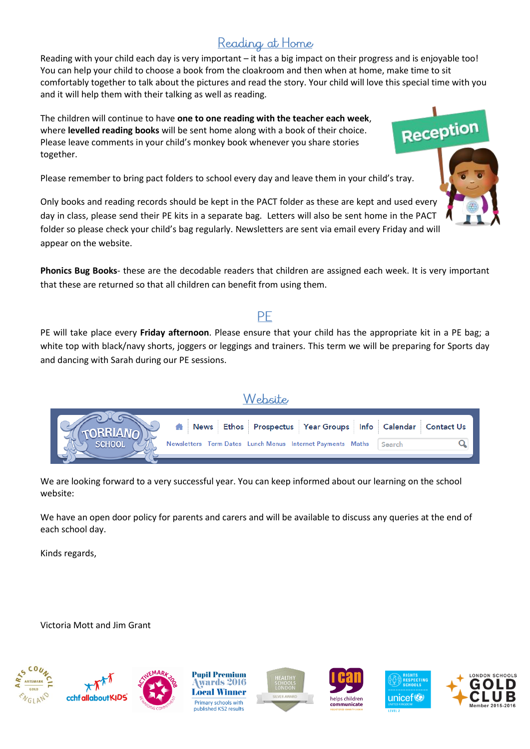## Reading at Home

Reading with your child each day is very important – it has a big impact on their progress and is enjoyable too! You can help your child to choose a book from the cloakroom and then when at home, make time to sit comfortably together to talk about the pictures and read the story. Your child will love this special time with you and it will help them with their talking as well as reading.

The children will continue to have **one to one reading with the teacher each week**, where **levelled reading books** will be sent home along with a book of their choice. Please leave comments in your child's monkey book whenever you share stories together.

Please remember to bring pact folders to school every day and leave them in your child's tray.

Only books and reading records should be kept in the PACT folder as these are kept and used every day in class, please send their PE kits in a separate bag. Letters will also be sent home in the PACT folder so please check your child's bag regularly. Newsletters are sent via email every Friday and will appear on the website.

**Phonics Bug Books**- these are the decodable readers that children are assigned each week. It is very important that these are returned so that all children can benefit from using them.

## PE

PE will take place every **Friday afternoon**. Please ensure that your child has the appropriate kit in a PE bag; a white top with black/navy shorts, joggers or leggings and trainers. This term we will be preparing for Sports day and dancing with Sarah during our PE sessions.

## Website

We are looking forward to a very successful year. You can keep informed about our learning on the school website:

We have an open door policy for parents and carers and will be available to discuss any queries at the end of each school day.

Kinds regards,

Victoria Mott and Jim Grant